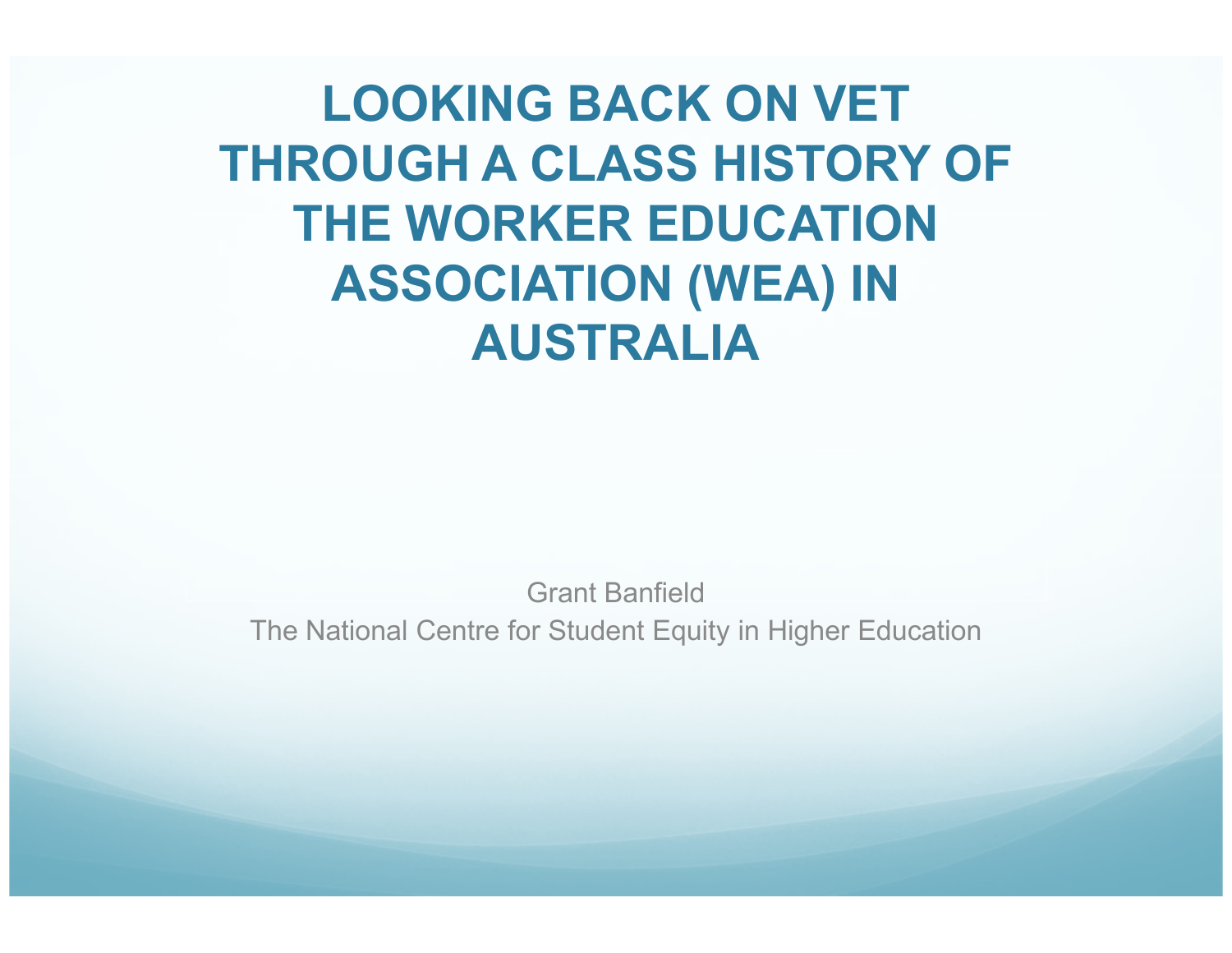# LOOKING BACK ON VET THROUGH A CLASS HISTORY OF THE WORKER EDUCATION ASSOCIATION (WEA) IN AUSTRALIA

Grant Banfield

The National Centre for Student Equity in Higher Education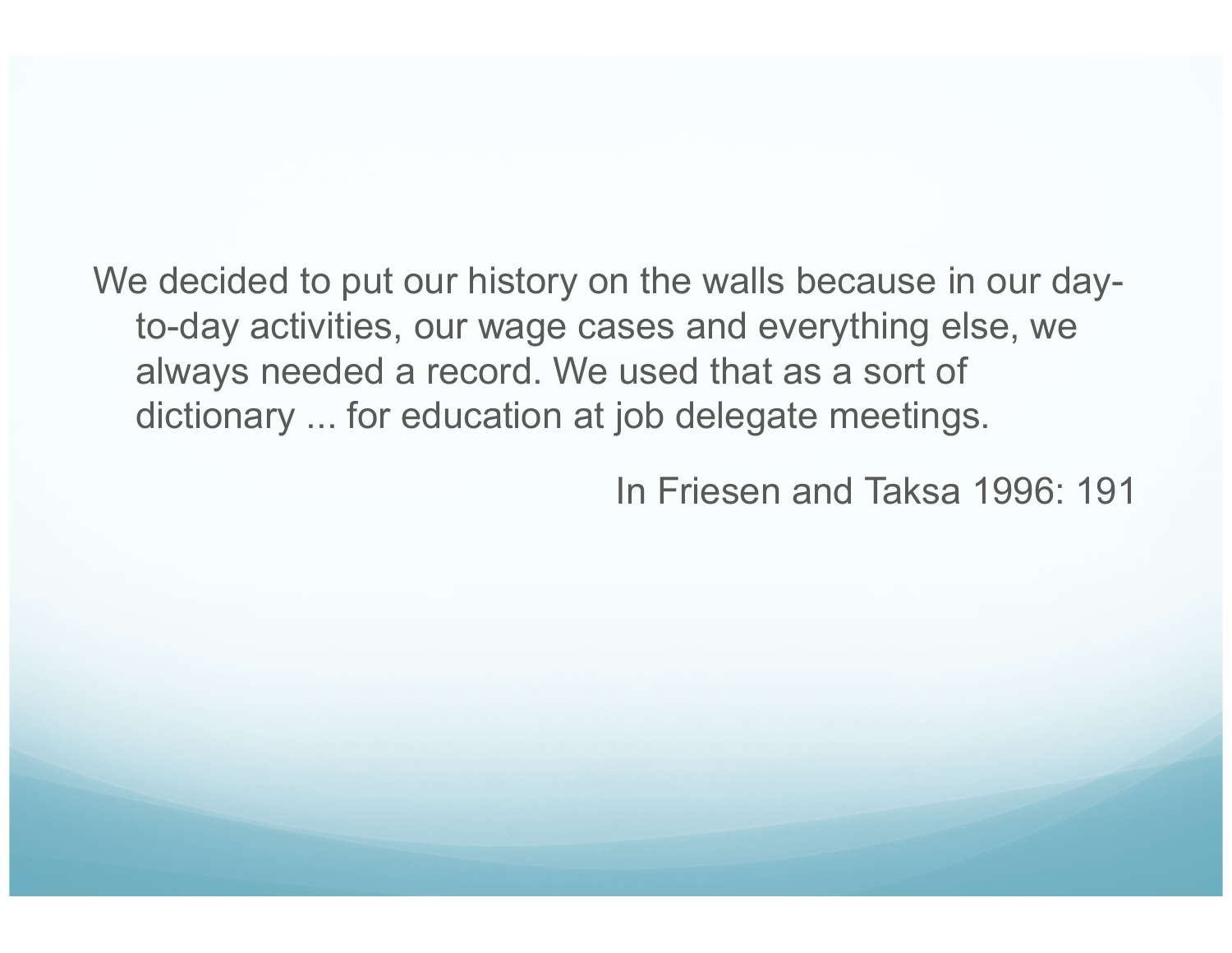> We decided to put our history on the walls because in our day-to-day activities, our wage cases and everything else, we always needed a record. We used that as a sort of dictionary ... for education at job delegate meetings.

In Friesen and Taksa 1996: 191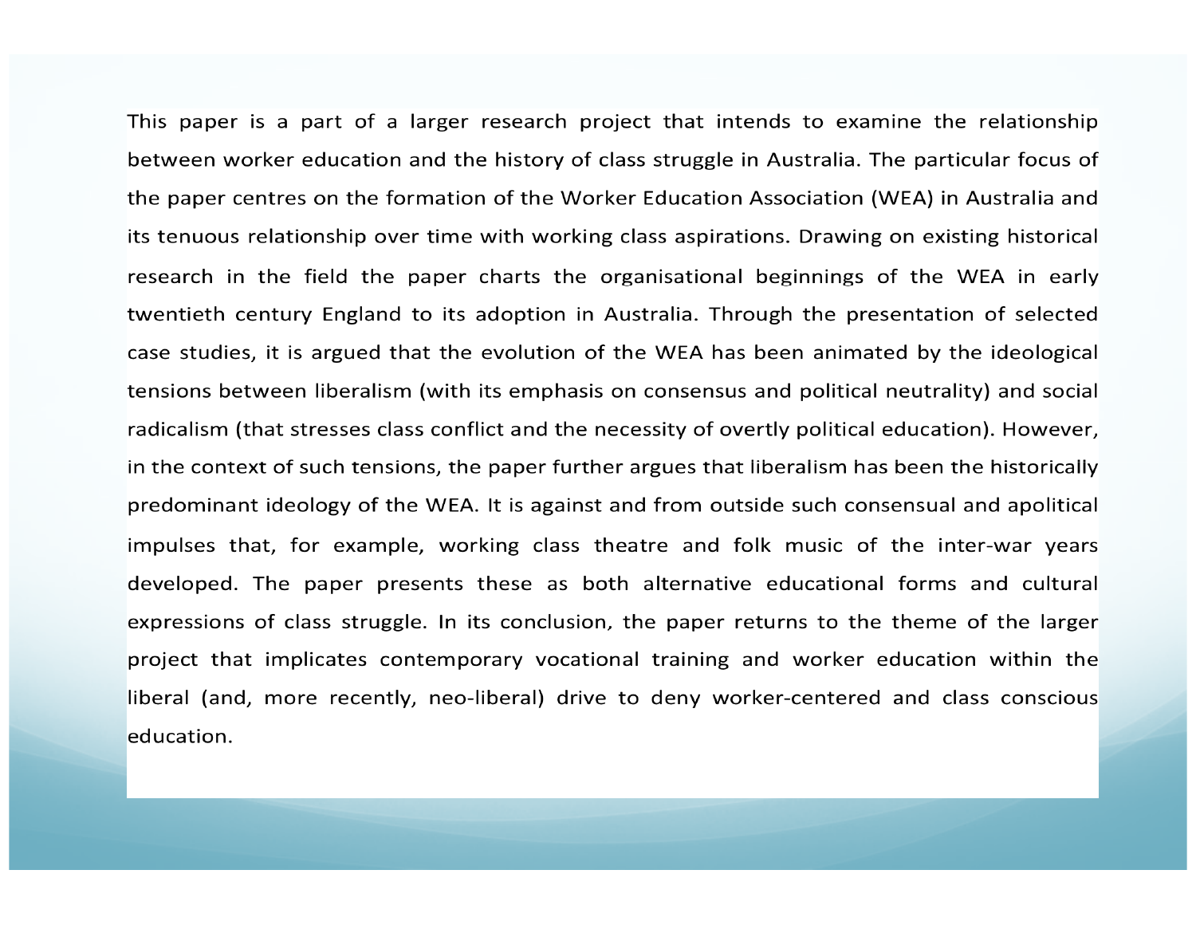This paper is a part of a larger research project that intends to examine the relationship between worker education and the history of class struggle in Australia. The particular focus of the paper centres on the formation of the Worker Education Association (WEA) in Australia and its tenuous relationship over time with working class aspirations. Drawing on existing historical research in the field the paper charts the organisational beginnings of the WEA in early twentieth century England to its adoption in Australia. Through the presentation of selected case studies, it is argued that the evolution of the WEA has been animated by the ideological tensions between liberalism (with its emphasis on consensus and political neutrality) and social radicalism (that stresses class conflict and the necessity of overtly political education). However, in the context of such tensions, the paper further argues that liberalism has been the historically predominant ideology of the WEA. It is against and from outside such consensual and apolitical impulses that, for example, working class theatre and folk music of the inter-war years developed. The paper presents these as both alternative educational forms and cultural expressions of class struggle. In its conclusion, the paper returns to the theme of the larger project that implicates contemporary vocational training and worker education within the liberal (and, more recently, neo-liberal) drive to deny worker-centered and class conscious education.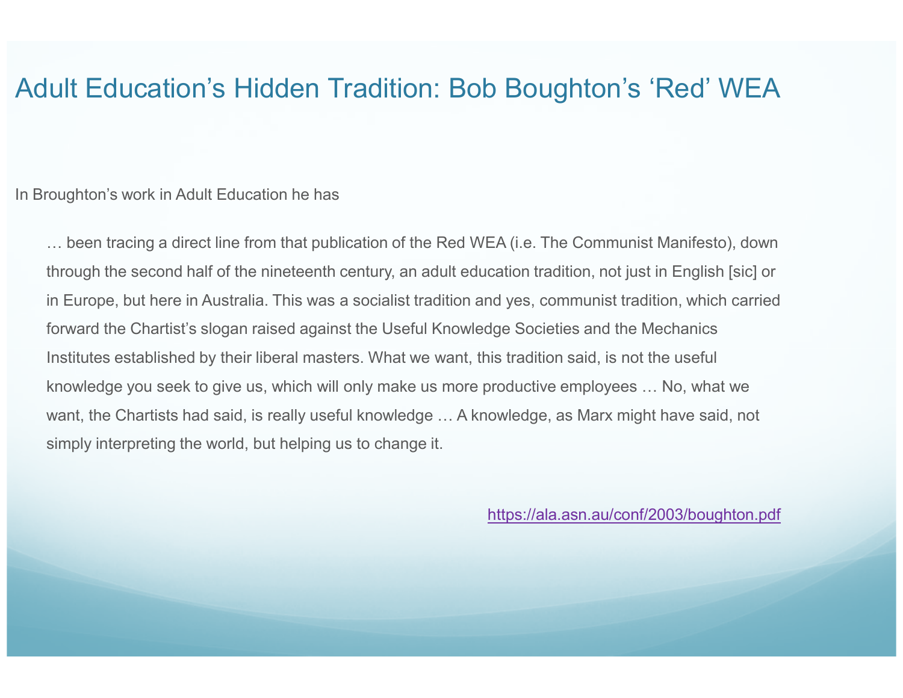# Adult Education's Hidden Tradition: Bob Boughton's 'Red' WEA

In Broughton's work in Adult Education he has

> … been tracing a direct line from that publication of the Red WEA (i.e. The Communist Manifesto), down through the second half of the nineteenth century, an adult education tradition, not just in English [sic] or in Europe, but here in Australia. This was a socialist tradition and yes, communist tradition, which carried forward the Chartist's slogan raised against the Useful Knowledge Societies and the Mechanics Institutes established by their liberal masters. What we want, this tradition said, is not the useful knowledge you seek to give us, which will only make us more productive employees … No, what we want, the Chartists had said, is really useful knowledge … A knowledge, as Marx might have said, not simply interpreting the world, but helping us to change it.

https://ala.asn.au/conf/2003/boughton.pdf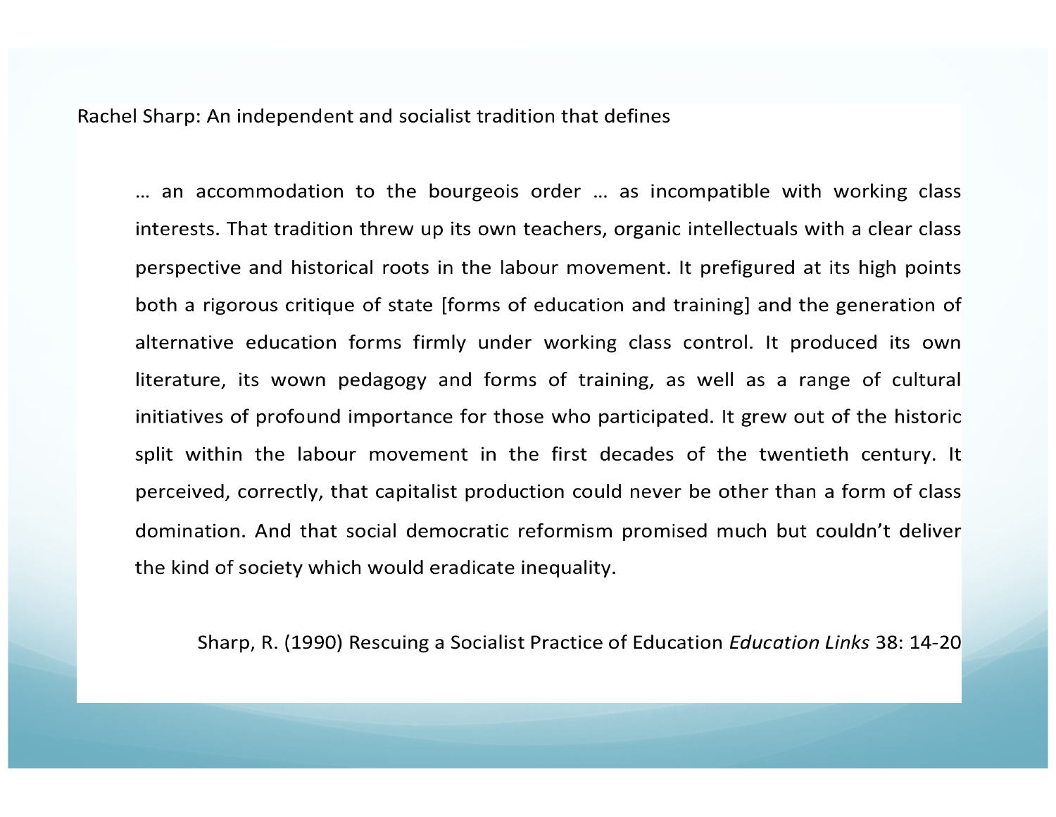Rachel Sharp: An independent and socialist tradition that defines

> … an accommodation to the bourgeois order … as incompatible with working class interests. That tradition threw up its own teachers, organic intellectuals with a clear class perspective and historical roots in the labour movement. It prefigured at its high points both a rigorous critique of state [forms of education and training] and the generation of alternative education forms firmly under working class control. It produced its own literature, its wown pedagogy and forms of training, as well as a range of cultural initiatives of profound importance for those who participated. It grew out of the historic split within the labour movement in the first decades of the twentieth century. It perceived, correctly, that capitalist production could never be other than a form of class domination. And that social democratic reformism promised much but couldn't deliver the kind of society which would eradicate inequality.

Sharp, R. (1990) Rescuing a Socialist Practice of Education *Education Links* 38: 14-20